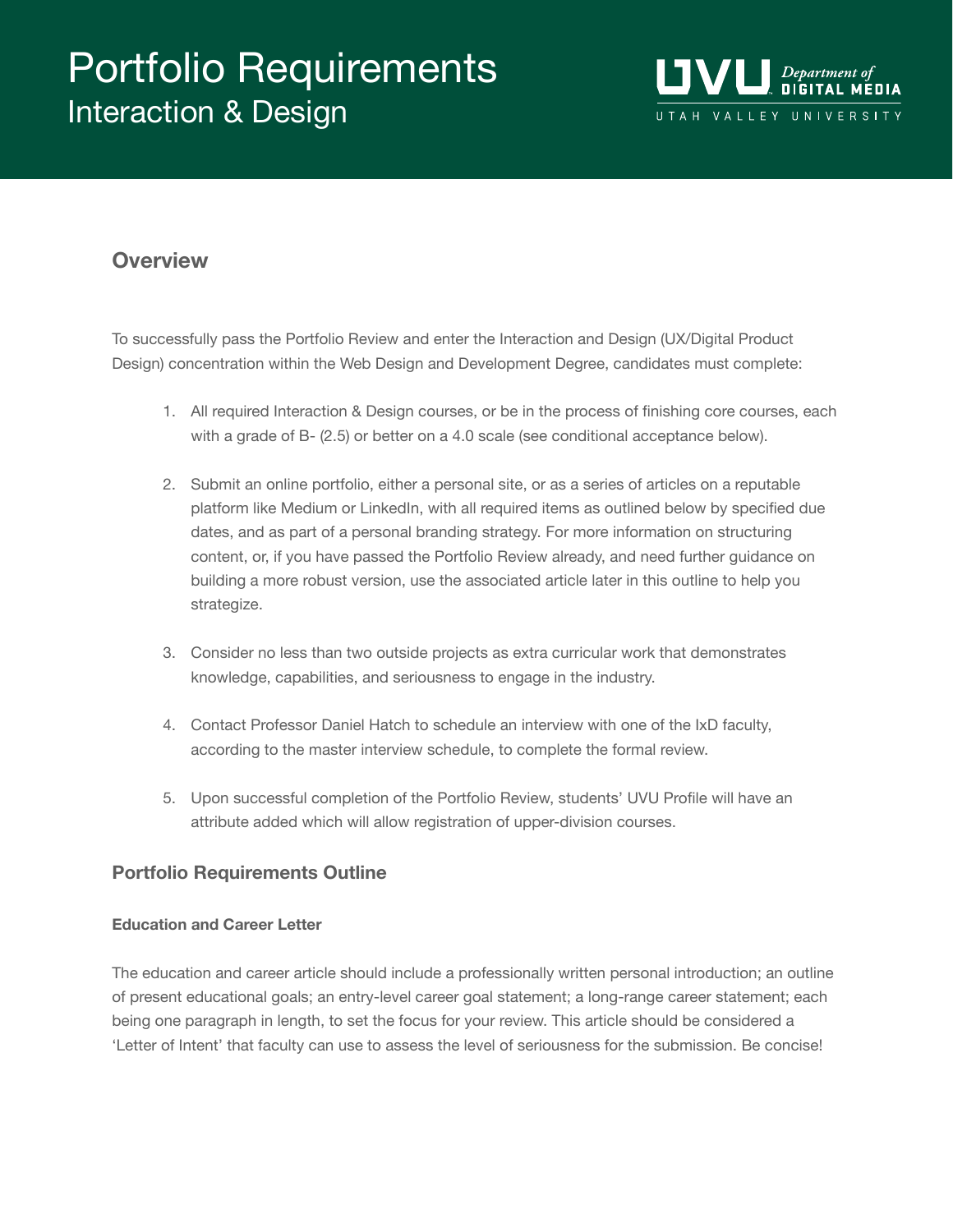# Portfolio Requirements
## Interaction & Design

UVU Department of Digital Media
UTAH VALLEY UNIVERSITY

### Overview

To successfully pass the Portfolio Review and enter the Interaction and Design (UX/Digital Product Design) concentration within the Web Design and Development Degree, candidates must complete:

1. All required Interaction & Design courses, or be in the process of finishing core courses, each with a grade of B- (2.5) or better on a 4.0 scale (see conditional acceptance below).

2. Submit an online portfolio, either a personal site, or as a series of articles on a reputable platform like Medium or LinkedIn, with all required items as outlined below by specified due dates, and as part of a personal branding strategy. For more information on structuring content, or, if you have passed the Portfolio Review already, and need further guidance on building a more robust version, use the associated article later in this outline to help you strategize.

3. Consider no less than two outside projects as extra curricular work that demonstrates knowledge, capabilities, and seriousness to engage in the industry.

4. Contact Professor Daniel Hatch to schedule an interview with one of the IxD faculty, according to the master interview schedule, to complete the formal review.

5. Upon successful completion of the Portfolio Review, students' UVU Profile will have an attribute added which will allow registration of upper-division courses.

### Portfolio Requirements Outline

#### Education and Career Letter

The education and career article should include a professionally written personal introduction; an outline of present educational goals; an entry-level career goal statement; a long-range career statement; each being one paragraph in length, to set the focus for your review. This article should be considered a 'Letter of Intent' that faculty can use to assess the level of seriousness for the submission. Be concise!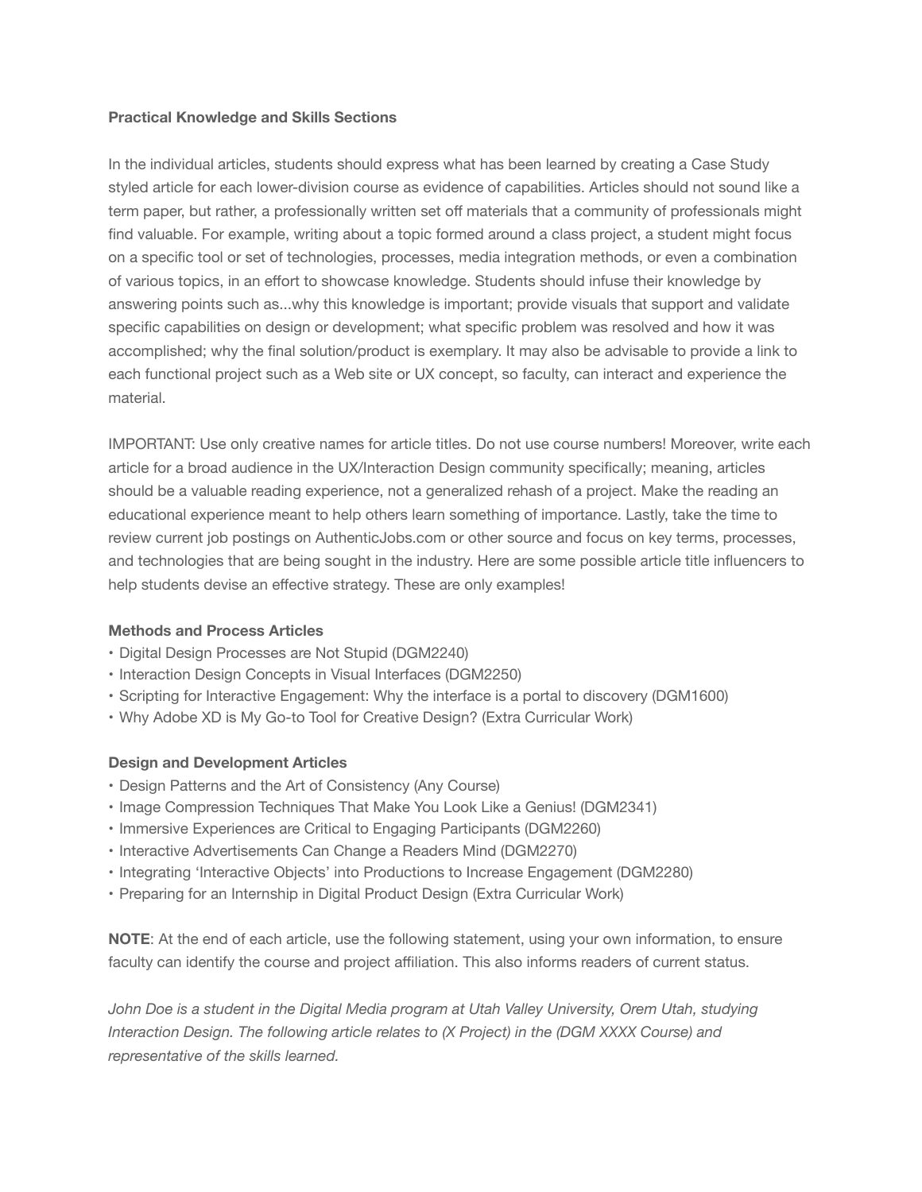**Practical Knowledge and Skills Sections**

In the individual articles, students should express what has been learned by creating a Case Study styled article for each lower-division course as evidence of capabilities. Articles should not sound like a term paper, but rather, a professionally written set off materials that a community of professionals might find valuable. For example, writing about a topic formed around a class project, a student might focus on a specific tool or set of technologies, processes, media integration methods, or even a combination of various topics, in an effort to showcase knowledge. Students should infuse their knowledge by answering points such as...why this knowledge is important; provide visuals that support and validate specific capabilities on design or development; what specific problem was resolved and how it was accomplished; why the final solution/product is exemplary. It may also be advisable to provide a link to each functional project such as a Web site or UX concept, so faculty, can interact and experience the material.

IMPORTANT: Use only creative names for article titles. Do not use course numbers! Moreover, write each article for a broad audience in the UX/Interaction Design community specifically; meaning, articles should be a valuable reading experience, not a generalized rehash of a project. Make the reading an educational experience meant to help others learn something of importance. Lastly, take the time to review current job postings on AuthenticJobs.com or other source and focus on key terms, processes, and technologies that are being sought in the industry. Here are some possible article title influencers to help students devise an effective strategy. These are only examples!

**Methods and Process Articles**

- Digital Design Processes are Not Stupid (DGM2240)
- Interaction Design Concepts in Visual Interfaces (DGM2250)
- Scripting for Interactive Engagement: Why the interface is a portal to discovery (DGM1600)
- Why Adobe XD is My Go-to Tool for Creative Design? (Extra Curricular Work)

**Design and Development Articles**

- Design Patterns and the Art of Consistency (Any Course)
- Image Compression Techniques That Make You Look Like a Genius! (DGM2341)
- Immersive Experiences are Critical to Engaging Participants (DGM2260)
- Interactive Advertisements Can Change a Readers Mind (DGM2270)
- Integrating 'Interactive Objects' into Productions to Increase Engagement (DGM2280)
- Preparing for an Internship in Digital Product Design (Extra Curricular Work)

**NOTE**: At the end of each article, use the following statement, using your own information, to ensure faculty can identify the course and project affiliation. This also informs readers of current status.

*John Doe is a student in the Digital Media program at Utah Valley University, Orem Utah, studying Interaction Design. The following article relates to (X Project) in the (DGM XXXX Course) and representative of the skills learned.*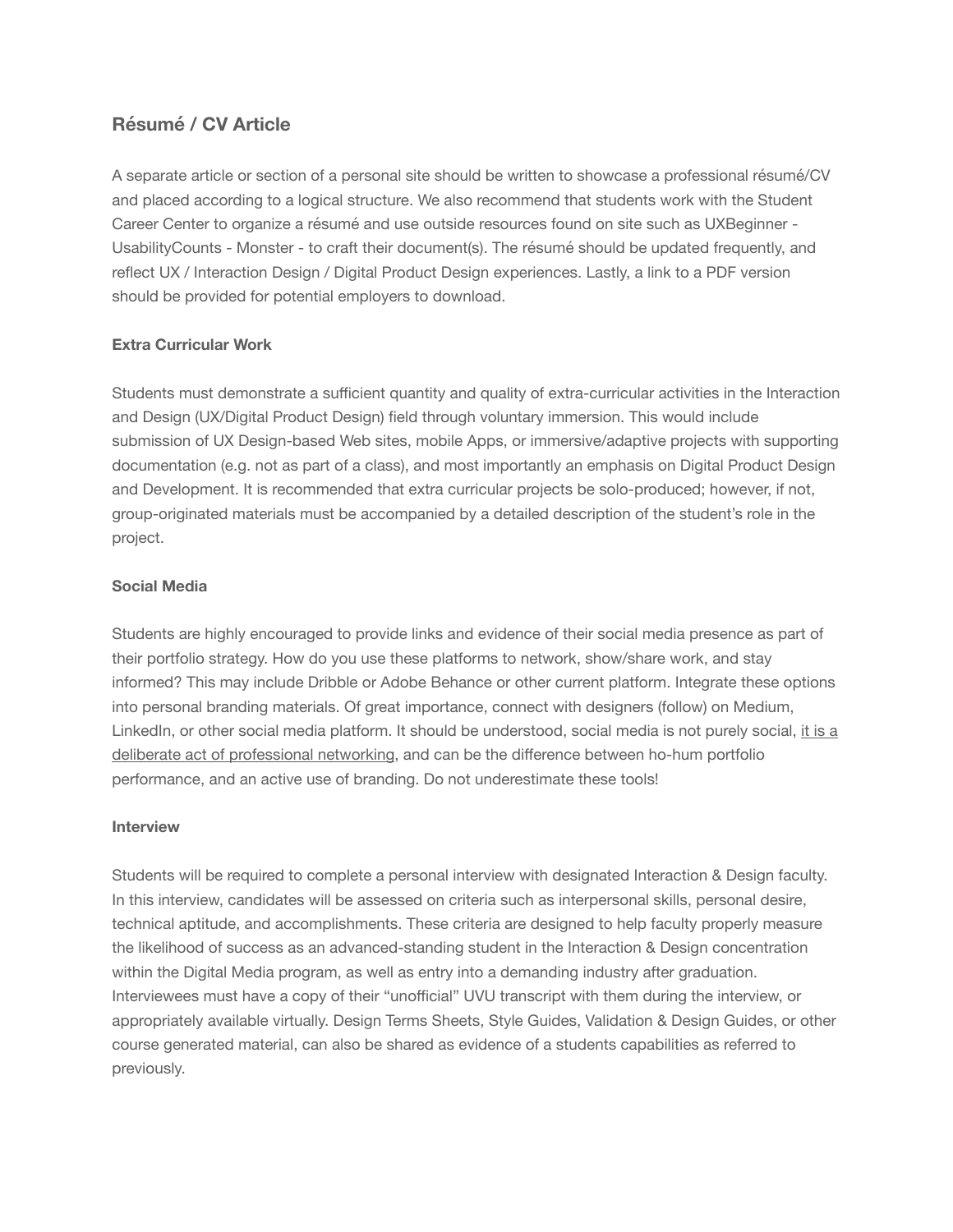## Résumé / CV Article

A separate article or section of a personal site should be written to showcase a professional résumé/CV and placed according to a logical structure. We also recommend that students work with the Student Career Center to organize a résumé and use outside resources found on site such as UXBeginner - UsabilityCounts - Monster - to craft their document(s). The résumé should be updated frequently, and reflect UX / Interaction Design / Digital Product Design experiences. Lastly, a link to a PDF version should be provided for potential employers to download.

### Extra Curricular Work

Students must demonstrate a sufficient quantity and quality of extra-curricular activities in the Interaction and Design (UX/Digital Product Design) field through voluntary immersion. This would include submission of UX Design-based Web sites, mobile Apps, or immersive/adaptive projects with supporting documentation (e.g. not as part of a class), and most importantly an emphasis on Digital Product Design and Development. It is recommended that extra curricular projects be solo-produced; however, if not, group-originated materials must be accompanied by a detailed description of the student's role in the project.

### Social Media

Students are highly encouraged to provide links and evidence of their social media presence as part of their portfolio strategy. How do you use these platforms to network, show/share work, and stay informed? This may include Dribble or Adobe Behance or other current platform. Integrate these options into personal branding materials. Of great importance, connect with designers (follow) on Medium, LinkedIn, or other social media platform. It should be understood, social media is not purely social, it is a deliberate act of professional networking, and can be the difference between ho-hum portfolio performance, and an active use of branding. Do not underestimate these tools!

### Interview

Students will be required to complete a personal interview with designated Interaction & Design faculty. In this interview, candidates will be assessed on criteria such as interpersonal skills, personal desire, technical aptitude, and accomplishments. These criteria are designed to help faculty properly measure the likelihood of success as an advanced-standing student in the Interaction & Design concentration within the Digital Media program, as well as entry into a demanding industry after graduation. Interviewees must have a copy of their "unofficial" UVU transcript with them during the interview, or appropriately available virtually. Design Terms Sheets, Style Guides, Validation & Design Guides, or other course generated material, can also be shared as evidence of a students capabilities as referred to previously.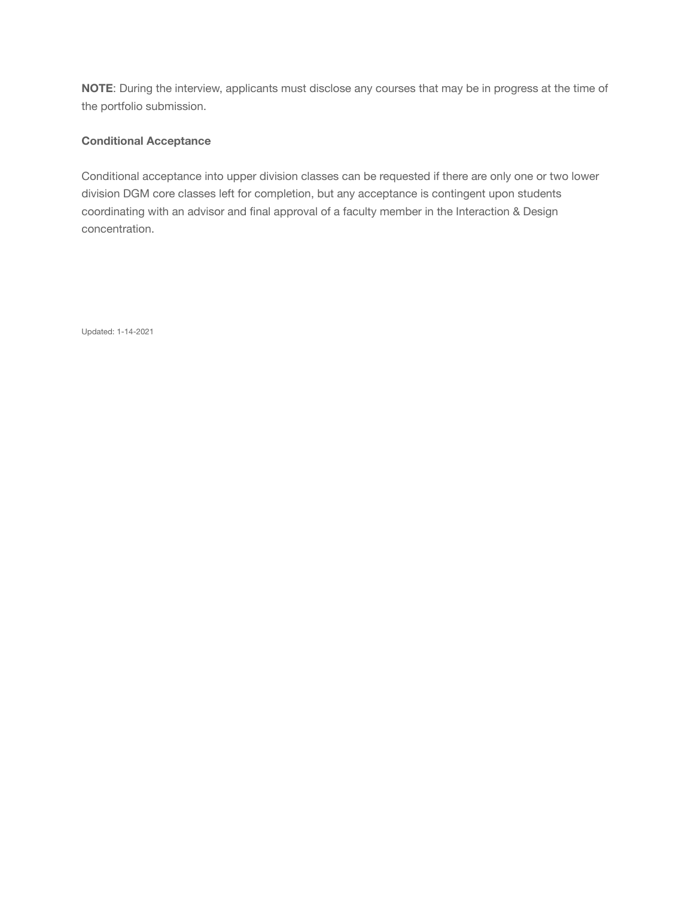**NOTE**: During the interview, applicants must disclose any courses that may be in progress at the time of the portfolio submission.

**Conditional Acceptance**

Conditional acceptance into upper division classes can be requested if there are only one or two lower division DGM core classes left for completion, but any acceptance is contingent upon students coordinating with an advisor and final approval of a faculty member in the Interaction & Design concentration.

Updated: 1-14-2021